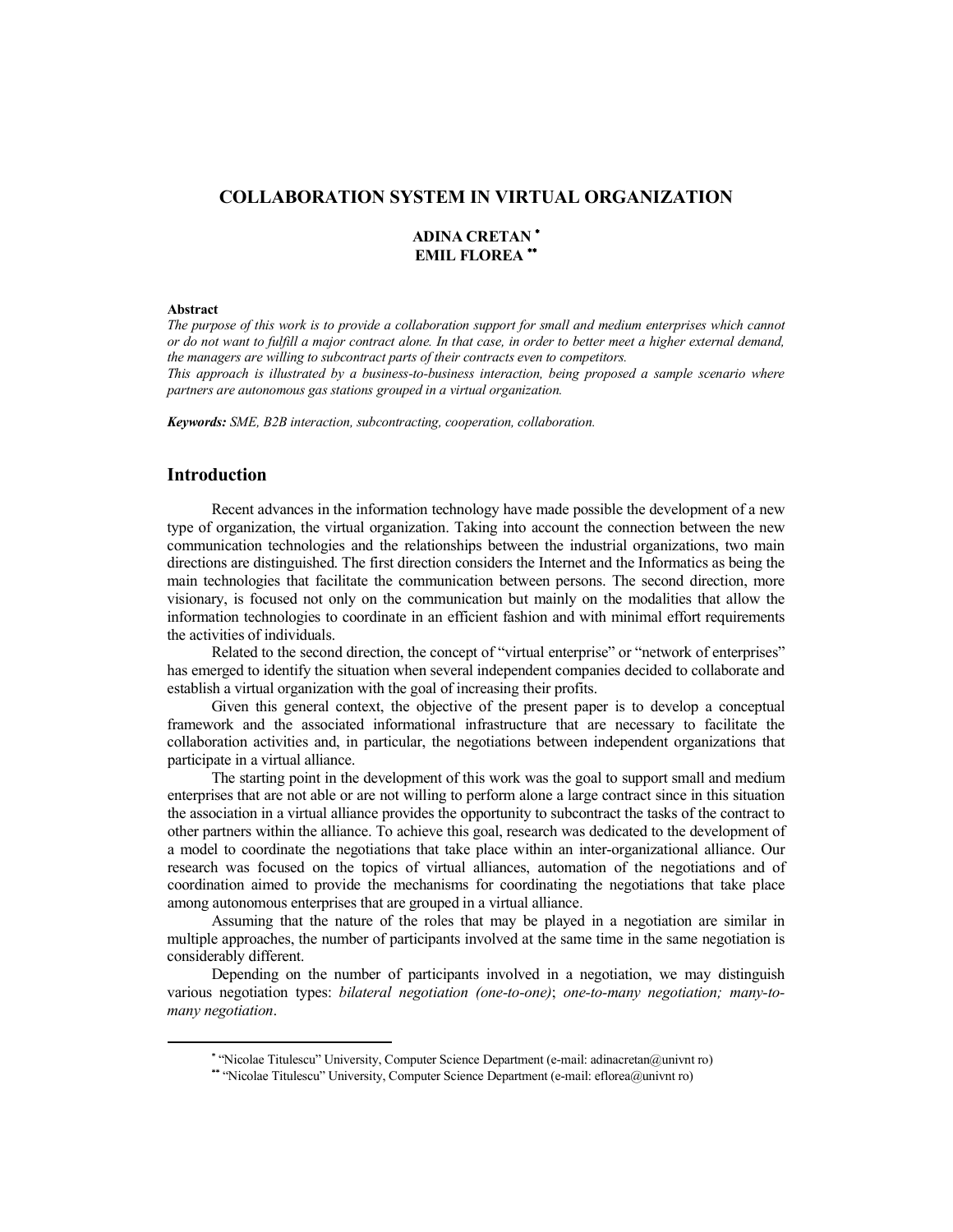# COLLABORATION SYSTEM IN VIRTUAL ORGANIZATION

**ADINA CRETAN** [*]
**EMIL FLOREA** [**]

**Abstract**

*The purpose of this work is to provide a collaboration support for small and medium enterprises which cannot or do not want to fulfill a major contract alone. In that case, in order to better meet a higher external demand, the managers are willing to subcontract parts of their contracts even to competitors.*

*This approach is illustrated by a business-to-business interaction, being proposed a sample scenario where partners are autonomous gas stations grouped in a virtual organization.*

***Keywords:*** *SME, B2B interaction, subcontracting, cooperation, collaboration.*

## Introduction

Recent advances in the information technology have made possible the development of a new type of organization, the virtual organization. Taking into account the connection between the new communication technologies and the relationships between the industrial organizations, two main directions are distinguished. The first direction considers the Internet and the Informatics as being the main technologies that facilitate the communication between persons. The second direction, more visionary, is focused not only on the communication but mainly on the modalities that allow the information technologies to coordinate in an efficient fashion and with minimal effort requirements the activities of individuals.

Related to the second direction, the concept of "virtual enterprise" or "network of enterprises" has emerged to identify the situation when several independent companies decided to collaborate and establish a virtual organization with the goal of increasing their profits.

Given this general context, the objective of the present paper is to develop a conceptual framework and the associated informational infrastructure that are necessary to facilitate the collaboration activities and, in particular, the negotiations between independent organizations that participate in a virtual alliance.

The starting point in the development of this work was the goal to support small and medium enterprises that are not able or are not willing to perform alone a large contract since in this situation the association in a virtual alliance provides the opportunity to subcontract the tasks of the contract to other partners within the alliance. To achieve this goal, research was dedicated to the development of a model to coordinate the negotiations that take place within an inter-organizational alliance. Our research was focused on the topics of virtual alliances, automation of the negotiations and of coordination aimed to provide the mechanisms for coordinating the negotiations that take place among autonomous enterprises that are grouped in a virtual alliance.

Assuming that the nature of the roles that may be played in a negotiation are similar in multiple approaches, the number of participants involved at the same time in the same negotiation is considerably different.

Depending on the number of participants involved in a negotiation, we may distinguish various negotiation types: *bilateral negotiation (one-to-one)*; *one-to-many negotiation; many-to-many negotiation*.

---

[*] "Nicolae Titulescu" University, Computer Science Department (e-mail: adinacretan@univnt ro)

[**] "Nicolae Titulescu" University, Computer Science Department (e-mail: eflorea@univnt ro)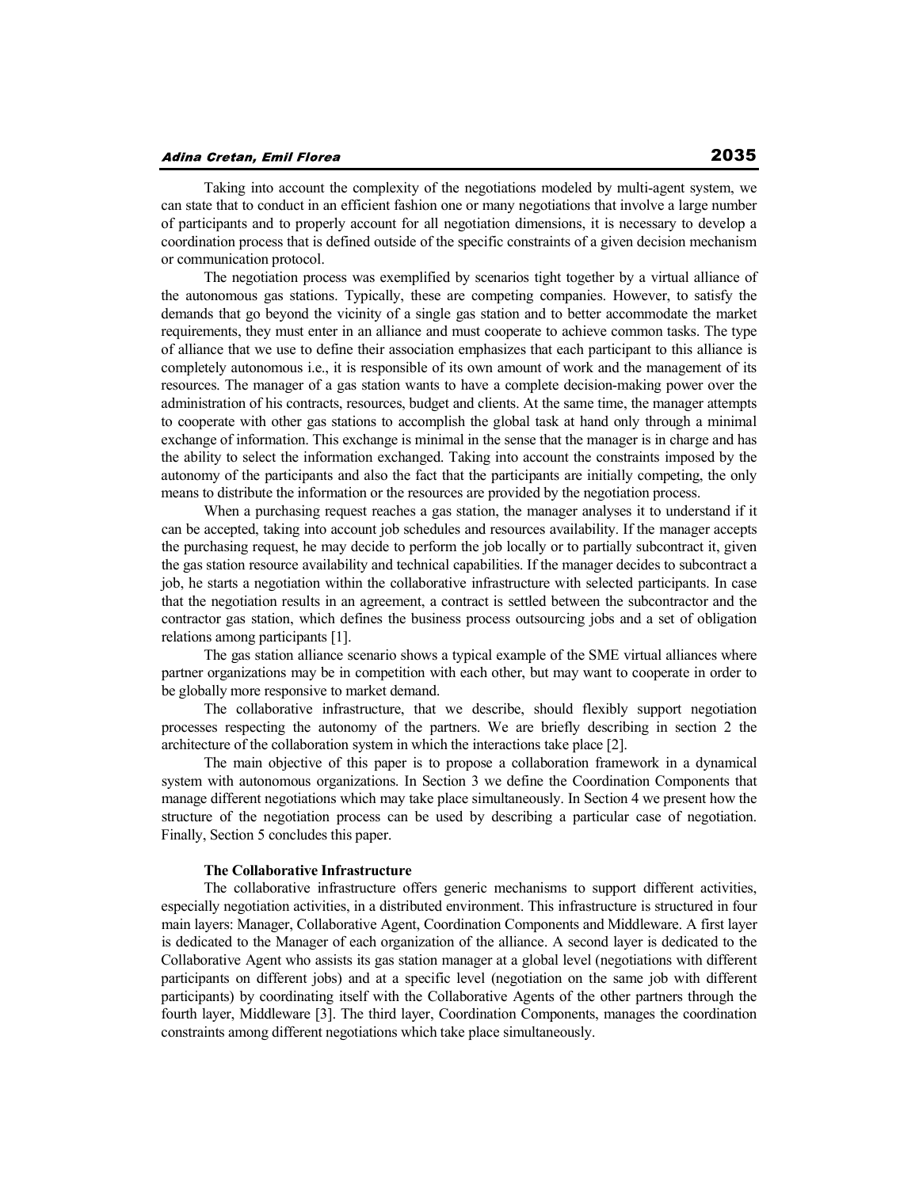Taking into account the complexity of the negotiations modeled by multi-agent system, we can state that to conduct in an efficient fashion one or many negotiations that involve a large number of participants and to properly account for all negotiation dimensions, it is necessary to develop a coordination process that is defined outside of the specific constraints of a given decision mechanism or communication protocol.

The negotiation process was exemplified by scenarios tight together by a virtual alliance of the autonomous gas stations. Typically, these are competing companies. However, to satisfy the demands that go beyond the vicinity of a single gas station and to better accommodate the market requirements, they must enter in an alliance and must cooperate to achieve common tasks. The type of alliance that we use to define their association emphasizes that each participant to this alliance is completely autonomous i.e., it is responsible of its own amount of work and the management of its resources. The manager of a gas station wants to have a complete decision-making power over the administration of his contracts, resources, budget and clients. At the same time, the manager attempts to cooperate with other gas stations to accomplish the global task at hand only through a minimal exchange of information. This exchange is minimal in the sense that the manager is in charge and has the ability to select the information exchanged. Taking into account the constraints imposed by the autonomy of the participants and also the fact that the participants are initially competing, the only means to distribute the information or the resources are provided by the negotiation process.

When a purchasing request reaches a gas station, the manager analyses it to understand if it can be accepted, taking into account job schedules and resources availability. If the manager accepts the purchasing request, he may decide to perform the job locally or to partially subcontract it, given the gas station resource availability and technical capabilities. If the manager decides to subcontract a job, he starts a negotiation within the collaborative infrastructure with selected participants. In case that the negotiation results in an agreement, a contract is settled between the subcontractor and the contractor gas station, which defines the business process outsourcing jobs and a set of obligation relations among participants [1].

The gas station alliance scenario shows a typical example of the SME virtual alliances where partner organizations may be in competition with each other, but may want to cooperate in order to be globally more responsive to market demand.

The collaborative infrastructure, that we describe, should flexibly support negotiation processes respecting the autonomy of the partners. We are briefly describing in section 2 the architecture of the collaboration system in which the interactions take place [2].

The main objective of this paper is to propose a collaboration framework in a dynamical system with autonomous organizations. In Section 3 we define the Coordination Components that manage different negotiations which may take place simultaneously. In Section 4 we present how the structure of the negotiation process can be used by describing a particular case of negotiation. Finally, Section 5 concludes this paper.

## The Collaborative Infrastructure

The collaborative infrastructure offers generic mechanisms to support different activities, especially negotiation activities, in a distributed environment. This infrastructure is structured in four main layers: Manager, Collaborative Agent, Coordination Components and Middleware. A first layer is dedicated to the Manager of each organization of the alliance. A second layer is dedicated to the Collaborative Agent who assists its gas station manager at a global level (negotiations with different participants on different jobs) and at a specific level (negotiation on the same job with different participants) by coordinating itself with the Collaborative Agents of the other partners through the fourth layer, Middleware [3]. The third layer, Coordination Components, manages the coordination constraints among different negotiations which take place simultaneously.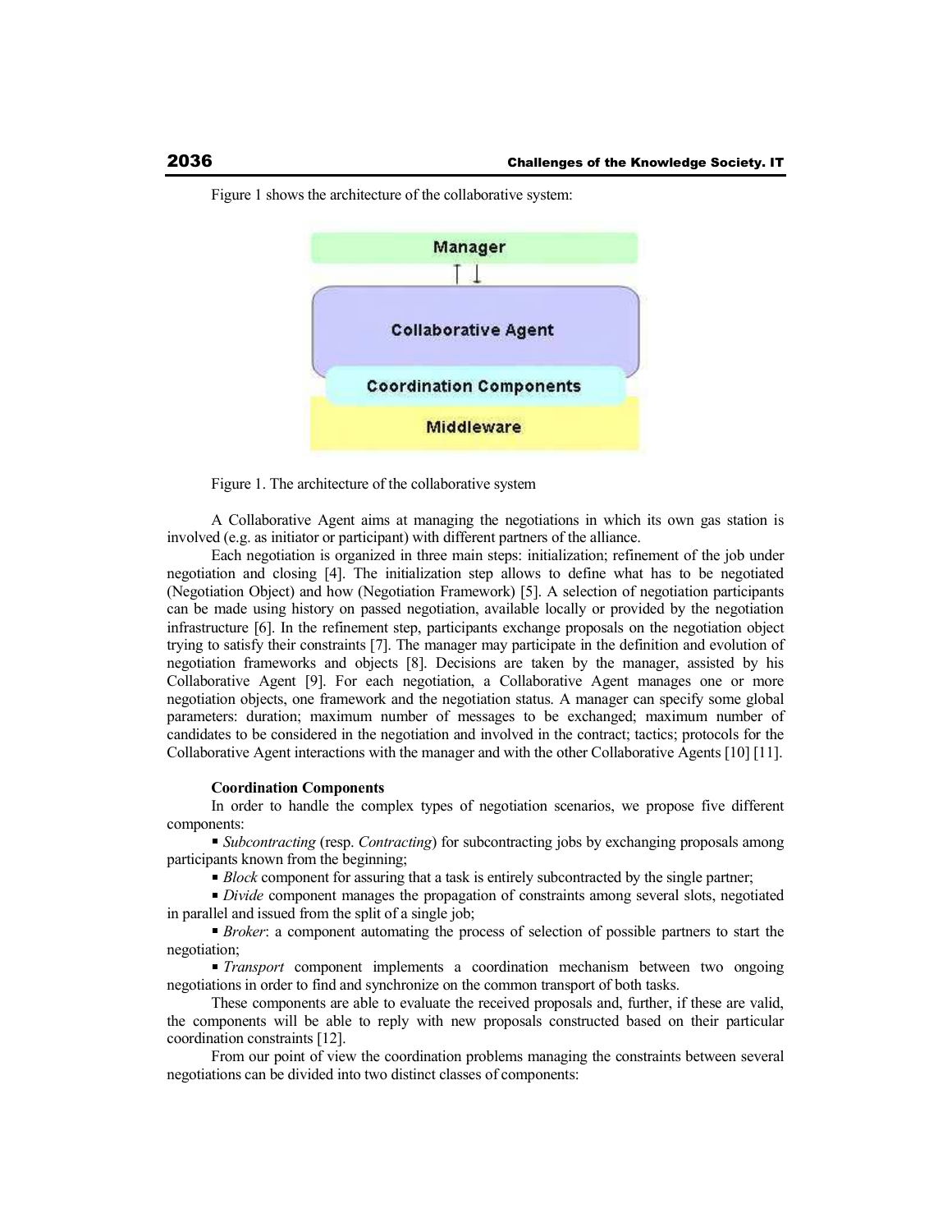Figure 1 shows the architecture of the collaborative system:

Figure 1. The architecture of the collaborative system

A Collaborative Agent aims at managing the negotiations in which its own gas station is involved (e.g. as initiator or participant) with different partners of the alliance.

Each negotiation is organized in three main steps: initialization; refinement of the job under negotiation and closing [4]. The initialization step allows to define what has to be negotiated (Negotiation Object) and how (Negotiation Framework) [5]. A selection of negotiation participants can be made using history on passed negotiation, available locally or provided by the negotiation infrastructure [6]. In the refinement step, participants exchange proposals on the negotiation object trying to satisfy their constraints [7]. The manager may participate in the definition and evolution of negotiation frameworks and objects [8]. Decisions are taken by the manager, assisted by his Collaborative Agent [9]. For each negotiation, a Collaborative Agent manages one or more negotiation objects, one framework and the negotiation status. A manager can specify some global parameters: duration; maximum number of messages to be exchanged; maximum number of candidates to be considered in the negotiation and involved in the contract; tactics; protocols for the Collaborative Agent interactions with the manager and with the other Collaborative Agents [10] [11].

**Coordination Components**

In order to handle the complex types of negotiation scenarios, we propose five different components:

- *Subcontracting* (resp. *Contracting*) for subcontracting jobs by exchanging proposals among participants known from the beginning;
- *Block* component for assuring that a task is entirely subcontracted by the single partner;
- *Divide* component manages the propagation of constraints among several slots, negotiated in parallel and issued from the split of a single job;
- *Broker*: a component automating the process of selection of possible partners to start the negotiation;
- *Transport* component implements a coordination mechanism between two ongoing negotiations in order to find and synchronize on the common transport of both tasks.

These components are able to evaluate the received proposals and, further, if these are valid, the components will be able to reply with new proposals constructed based on their particular coordination constraints [12].

From our point of view the coordination problems managing the constraints between several negotiations can be divided into two distinct classes of components: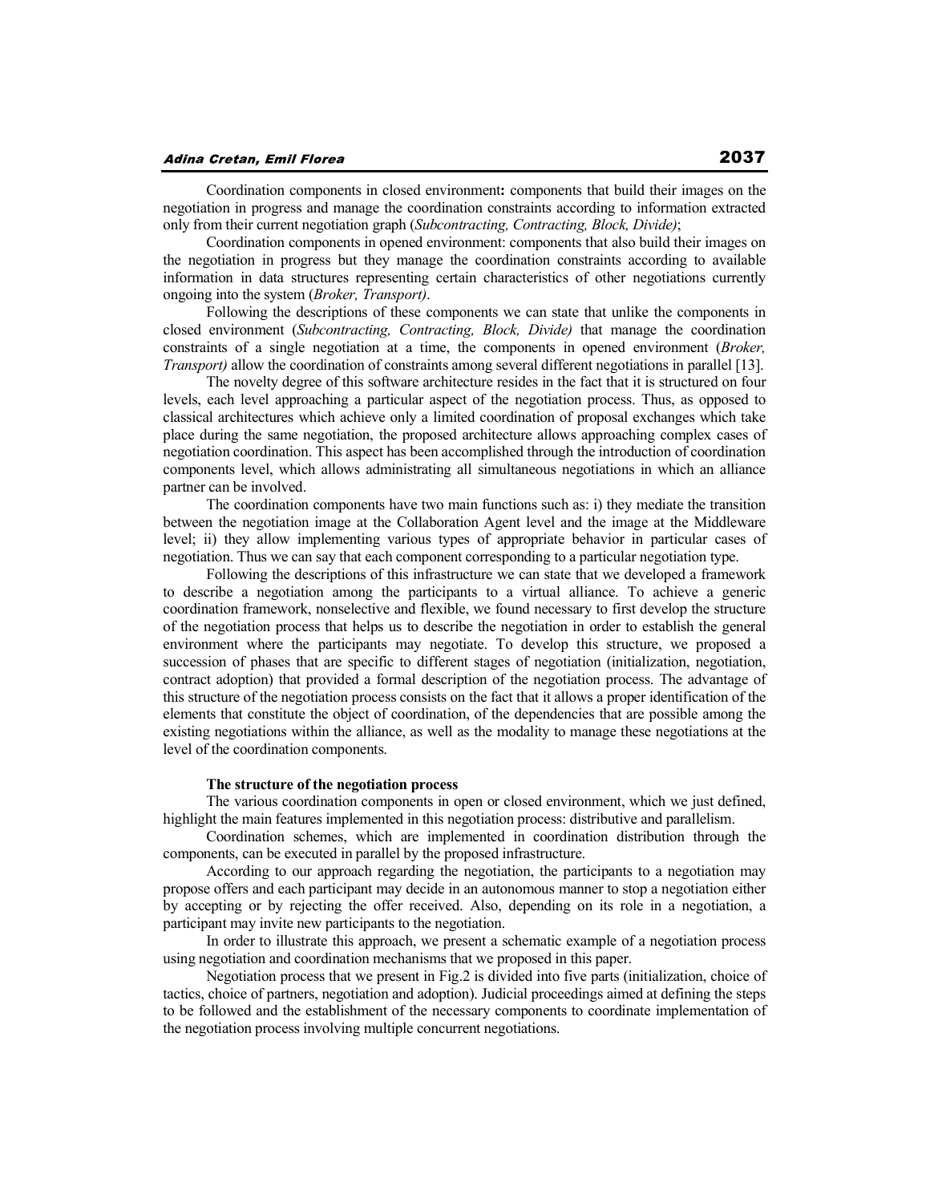Coordination components in closed environment**:** components that build their images on the negotiation in progress and manage the coordination constraints according to information extracted only from their current negotiation graph (*Subcontracting, Contracting, Block, Divide)*;

Coordination components in opened environment: components that also build their images on the negotiation in progress but they manage the coordination constraints according to available information in data structures representing certain characteristics of other negotiations currently ongoing into the system (*Broker, Transport)*.

Following the descriptions of these components we can state that unlike the components in closed environment (*Subcontracting, Contracting, Block, Divide)* that manage the coordination constraints of a single negotiation at a time, the components in opened environment (*Broker, Transport)* allow the coordination of constraints among several different negotiations in parallel [13].

The novelty degree of this software architecture resides in the fact that it is structured on four levels, each level approaching a particular aspect of the negotiation process. Thus, as opposed to classical architectures which achieve only a limited coordination of proposal exchanges which take place during the same negotiation, the proposed architecture allows approaching complex cases of negotiation coordination. This aspect has been accomplished through the introduction of coordination components level, which allows administrating all simultaneous negotiations in which an alliance partner can be involved.

The coordination components have two main functions such as: i) they mediate the transition between the negotiation image at the Collaboration Agent level and the image at the Middleware level; ii) they allow implementing various types of appropriate behavior in particular cases of negotiation. Thus we can say that each component corresponding to a particular negotiation type.

Following the descriptions of this infrastructure we can state that we developed a framework to describe a negotiation among the participants to a virtual alliance. To achieve a generic coordination framework, nonselective and flexible, we found necessary to first develop the structure of the negotiation process that helps us to describe the negotiation in order to establish the general environment where the participants may negotiate. To develop this structure, we proposed a succession of phases that are specific to different stages of negotiation (initialization, negotiation, contract adoption) that provided a formal description of the negotiation process. The advantage of this structure of the negotiation process consists on the fact that it allows a proper identification of the elements that constitute the object of coordination, of the dependencies that are possible among the existing negotiations within the alliance, as well as the modality to manage these negotiations at the level of the coordination components.

**The structure of the negotiation process**

The various coordination components in open or closed environment, which we just defined, highlight the main features implemented in this negotiation process: distributive and parallelism.

Coordination schemes, which are implemented in coordination distribution through the components, can be executed in parallel by the proposed infrastructure.

According to our approach regarding the negotiation, the participants to a negotiation may propose offers and each participant may decide in an autonomous manner to stop a negotiation either by accepting or by rejecting the offer received. Also, depending on its role in a negotiation, a participant may invite new participants to the negotiation.

In order to illustrate this approach, we present a schematic example of a negotiation process using negotiation and coordination mechanisms that we proposed in this paper.

Negotiation process that we present in Fig.2 is divided into five parts (initialization, choice of tactics, choice of partners, negotiation and adoption). Judicial proceedings aimed at defining the steps to be followed and the establishment of the necessary components to coordinate implementation of the negotiation process involving multiple concurrent negotiations.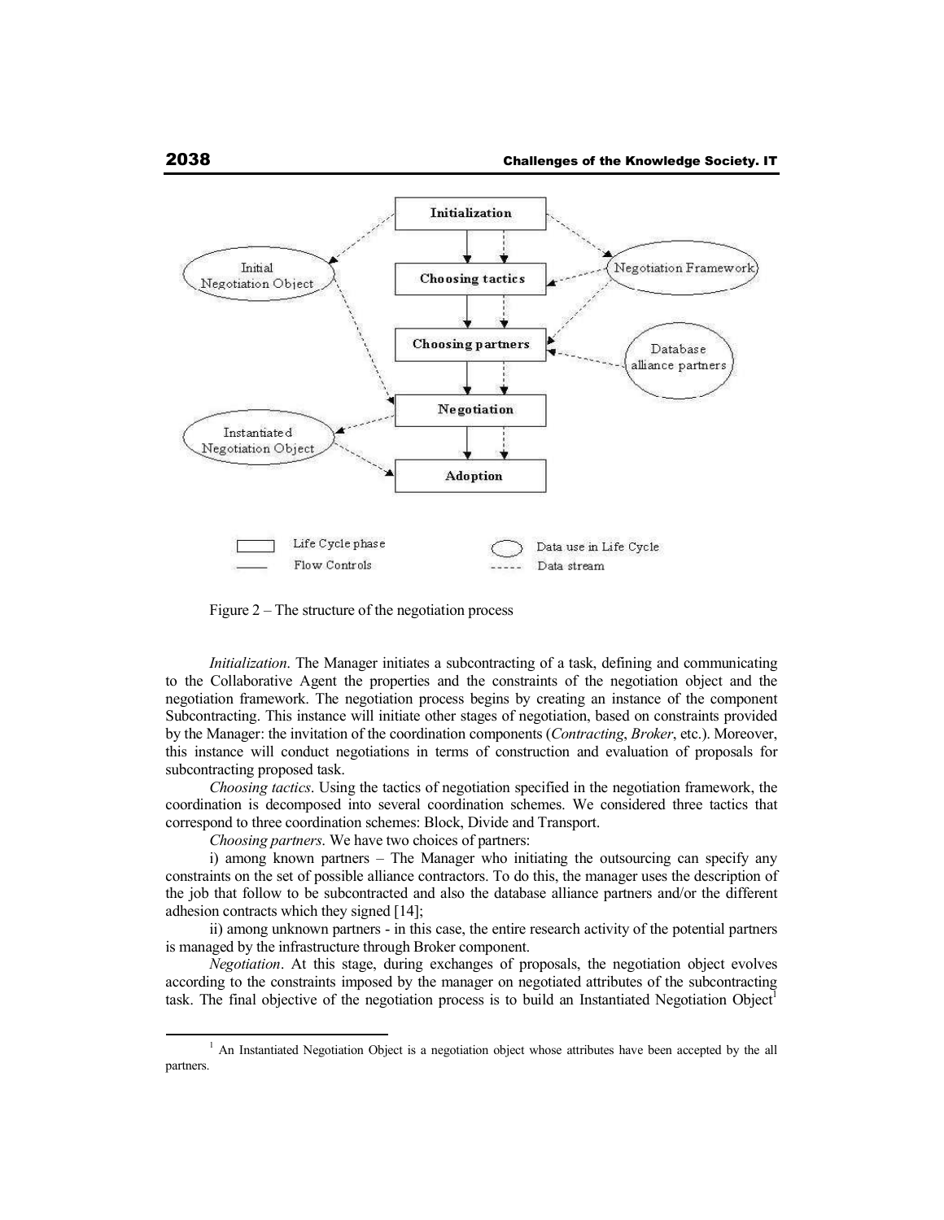Figure 2 – The structure of the negotiation process

*Initialization*. The Manager initiates a subcontracting of a task, defining and communicating to the Collaborative Agent the properties and the constraints of the negotiation object and the negotiation framework. The negotiation process begins by creating an instance of the component Subcontracting. This instance will initiate other stages of negotiation, based on constraints provided by the Manager: the invitation of the coordination components (*Contracting*, *Broker*, etc.). Moreover, this instance will conduct negotiations in terms of construction and evaluation of proposals for subcontracting proposed task.

*Choosing tactics*. Using the tactics of negotiation specified in the negotiation framework, the coordination is decomposed into several coordination schemes. We considered three tactics that correspond to three coordination schemes: Block, Divide and Transport.

*Choosing partners*. We have two choices of partners:

i) among known partners – The Manager who initiating the outsourcing can specify any constraints on the set of possible alliance contractors. To do this, the manager uses the description of the job that follow to be subcontracted and also the database alliance partners and/or the different adhesion contracts which they signed [14];

ii) among unknown partners - in this case, the entire research activity of the potential partners is managed by the infrastructure through Broker component.

*Negotiation*. At this stage, during exchanges of proposals, the negotiation object evolves according to the constraints imposed by the manager on negotiated attributes of the subcontracting task. The final objective of the negotiation process is to build an Instantiated Negotiation Object[1]

[1] An Instantiated Negotiation Object is a negotiation object whose attributes have been accepted by the all partners.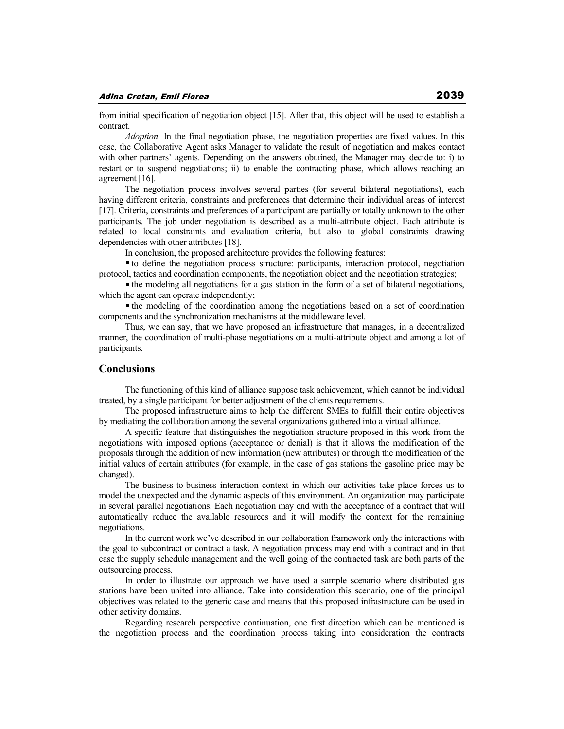from initial specification of negotiation object [15]. After that, this object will be used to establish a contract.

*Adoption.* In the final negotiation phase, the negotiation properties are fixed values. In this case, the Collaborative Agent asks Manager to validate the result of negotiation and makes contact with other partners' agents. Depending on the answers obtained, the Manager may decide to: i) to restart or to suspend negotiations; ii) to enable the contracting phase, which allows reaching an agreement [16].

The negotiation process involves several parties (for several bilateral negotiations), each having different criteria, constraints and preferences that determine their individual areas of interest [17]. Criteria, constraints and preferences of a participant are partially or totally unknown to the other participants. The job under negotiation is described as a multi-attribute object. Each attribute is related to local constraints and evaluation criteria, but also to global constraints drawing dependencies with other attributes [18].

In conclusion, the proposed architecture provides the following features:

- to define the negotiation process structure: participants, interaction protocol, negotiation protocol, tactics and coordination components, the negotiation object and the negotiation strategies;
- the modeling all negotiations for a gas station in the form of a set of bilateral negotiations, which the agent can operate independently;
- the modeling of the coordination among the negotiations based on a set of coordination components and the synchronization mechanisms at the middleware level.

Thus, we can say, that we have proposed an infrastructure that manages, in a decentralized manner, the coordination of multi-phase negotiations on a multi-attribute object and among a lot of participants.

## Conclusions

The functioning of this kind of alliance suppose task achievement, which cannot be individual treated, by a single participant for better adjustment of the clients requirements.

The proposed infrastructure aims to help the different SMEs to fulfill their entire objectives by mediating the collaboration among the several organizations gathered into a virtual alliance.

A specific feature that distinguishes the negotiation structure proposed in this work from the negotiations with imposed options (acceptance or denial) is that it allows the modification of the proposals through the addition of new information (new attributes) or through the modification of the initial values of certain attributes (for example, in the case of gas stations the gasoline price may be changed).

The business-to-business interaction context in which our activities take place forces us to model the unexpected and the dynamic aspects of this environment. An organization may participate in several parallel negotiations. Each negotiation may end with the acceptance of a contract that will automatically reduce the available resources and it will modify the context for the remaining negotiations.

In the current work we've described in our collaboration framework only the interactions with the goal to subcontract or contract a task. A negotiation process may end with a contract and in that case the supply schedule management and the well going of the contracted task are both parts of the outsourcing process.

In order to illustrate our approach we have used a sample scenario where distributed gas stations have been united into alliance. Take into consideration this scenario, one of the principal objectives was related to the generic case and means that this proposed infrastructure can be used in other activity domains.

Regarding research perspective continuation, one first direction which can be mentioned is the negotiation process and the coordination process taking into consideration the contracts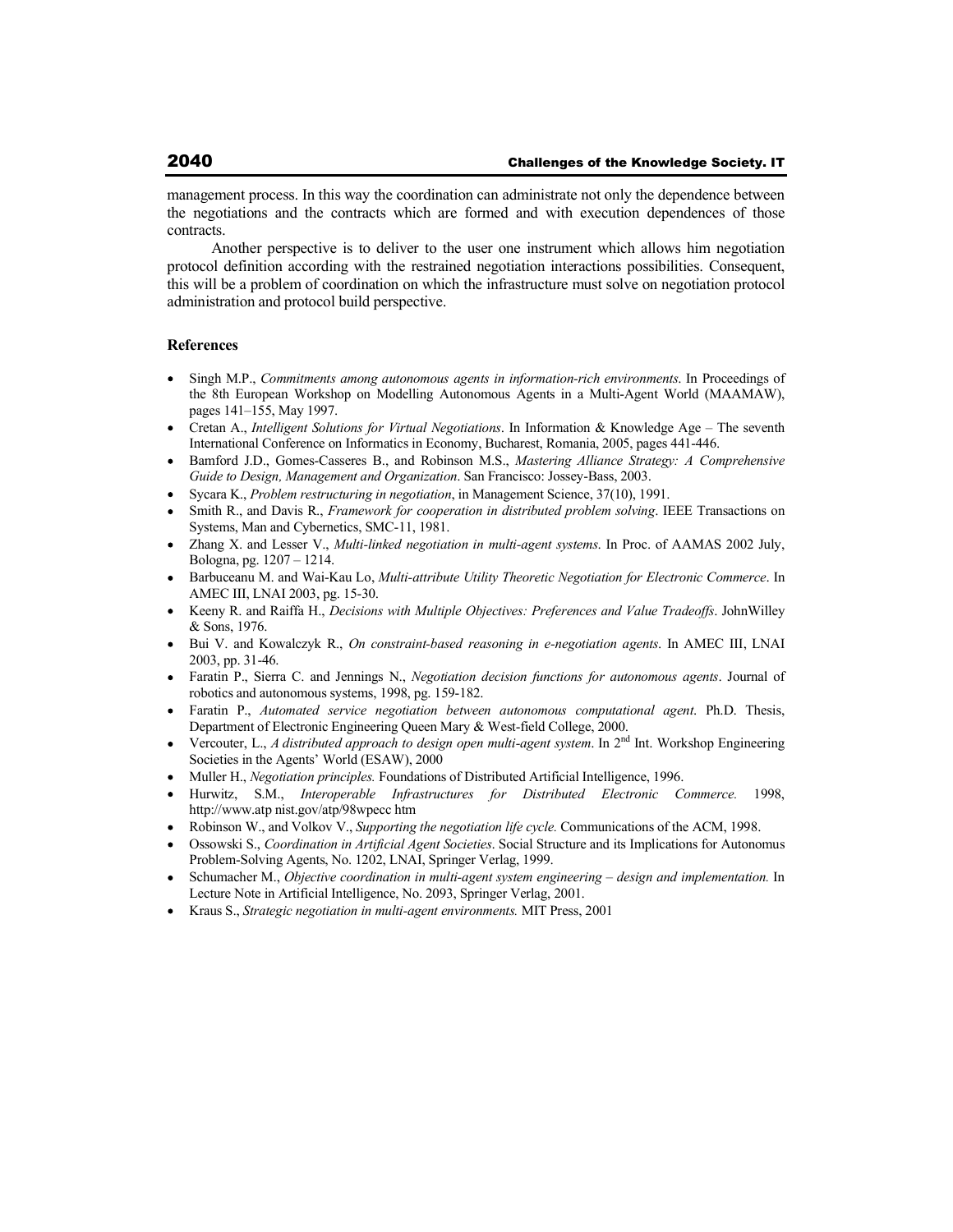management process. In this way the coordination can administrate not only the dependence between the negotiations and the contracts which are formed and with execution dependences of those contracts.

Another perspective is to deliver to the user one instrument which allows him negotiation protocol definition according with the restrained negotiation interactions possibilities. Consequent, this will be a problem of coordination on which the infrastructure must solve on negotiation protocol administration and protocol build perspective.

**References**

- Singh M.P., *Commitments among autonomous agents in information-rich environments*. In Proceedings of the 8th European Workshop on Modelling Autonomous Agents in a Multi-Agent World (MAAMAW), pages 141–155, May 1997.
- Cretan A., *Intelligent Solutions for Virtual Negotiations*. In Information & Knowledge Age – The seventh International Conference on Informatics in Economy, Bucharest, Romania, 2005, pages 441-446.
- Bamford J.D., Gomes-Casseres B., and Robinson M.S., *Mastering Alliance Strategy: A Comprehensive Guide to Design, Management and Organization*. San Francisco: Jossey-Bass, 2003.
- Sycara K., *Problem restructuring in negotiation*, in Management Science, 37(10), 1991.
- Smith R., and Davis R., *Framework for cooperation in distributed problem solving*. IEEE Transactions on Systems, Man and Cybernetics, SMC-11, 1981.
- Zhang X. and Lesser V., *Multi-linked negotiation in multi-agent systems*. In Proc. of AAMAS 2002 July, Bologna, pg. 1207 – 1214.
- Barbuceanu M. and Wai-Kau Lo, *Multi-attribute Utility Theoretic Negotiation for Electronic Commerce*. In AMEC III, LNAI 2003, pg. 15-30.
- Keeny R. and Raiffa H., *Decisions with Multiple Objectives: Preferences and Value Tradeoffs*. JohnWilley & Sons, 1976.
- Bui V. and Kowalczyk R., *On constraint-based reasoning in e-negotiation agents*. In AMEC III, LNAI 2003, pp. 31-46.
- Faratin P., Sierra C. and Jennings N., *Negotiation decision functions for autonomous agents*. Journal of robotics and autonomous systems, 1998, pg. 159-182.
- Faratin P., *Automated service negotiation between autonomous computational agent*. Ph.D. Thesis, Department of Electronic Engineering Queen Mary & West-field College, 2000.
- Vercouter, L., *A distributed approach to design open multi-agent system*. In 2nd Int. Workshop Engineering Societies in the Agents' World (ESAW), 2000
- Muller H., *Negotiation principles.* Foundations of Distributed Artificial Intelligence, 1996.
- Hurwitz, S.M., *Interoperable Infrastructures for Distributed Electronic Commerce.* 1998, http://www.atp nist.gov/atp/98wpecc htm
- Robinson W., and Volkov V., *Supporting the negotiation life cycle.* Communications of the ACM, 1998.
- Ossowski S., *Coordination in Artificial Agent Societies*. Social Structure and its Implications for Autonomus Problem-Solving Agents, No. 1202, LNAI, Springer Verlag, 1999.
- Schumacher M., *Objective coordination in multi-agent system engineering – design and implementation.* In Lecture Note in Artificial Intelligence, No. 2093, Springer Verlag, 2001.
- Kraus S., *Strategic negotiation in multi-agent environments.* MIT Press, 2001